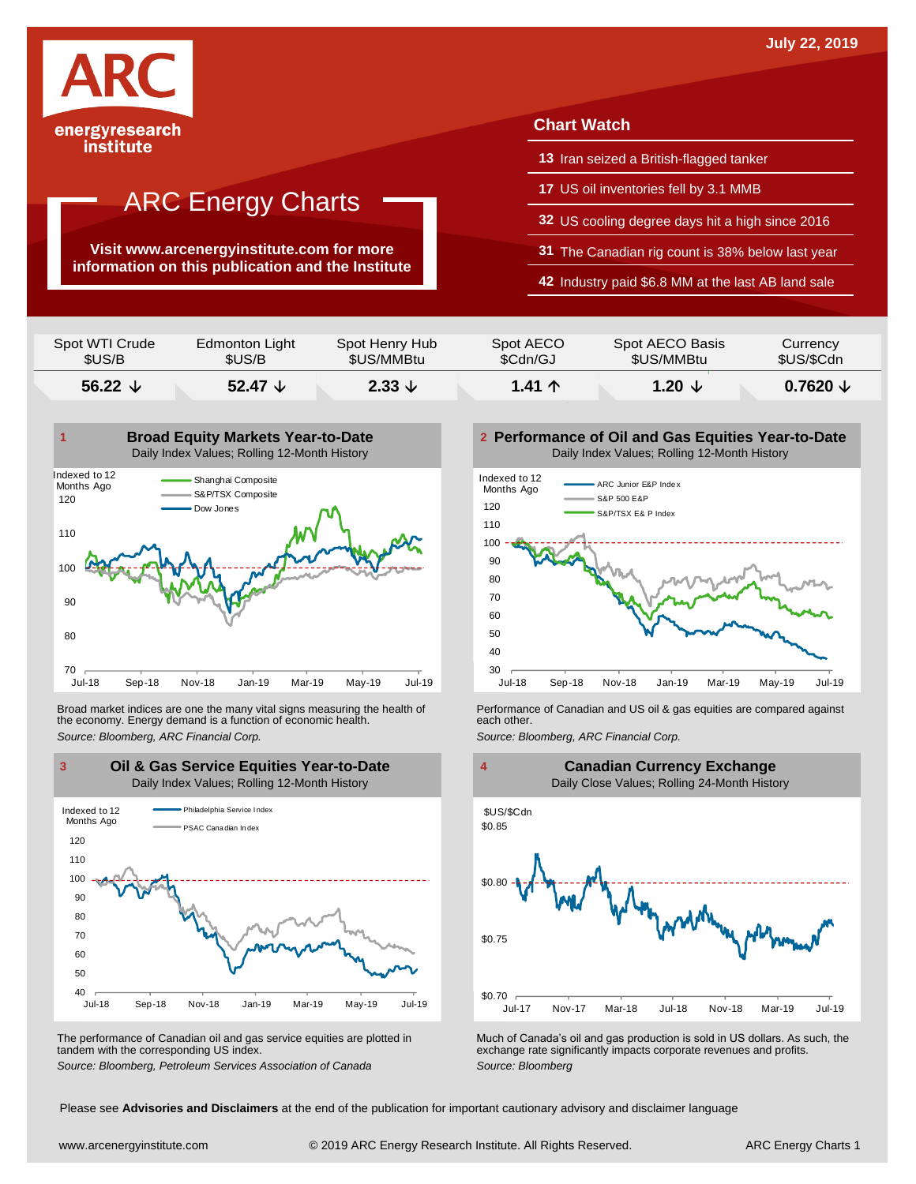July 22, 2019

# ARC Energy Charts

ARC energyresearch institute

**Visit www.arcenergyinstitute.com for more information on this publication and the Institute**

## Chart Watch

- **13** Iran seized a British-flagged tanker
- **17** US oil inventories fell by 3.1 MMB
- **32** US cooling degree days hit a high since 2016
- **31** The Canadian rig count is 38% below last year
- **42** Industry paid $6.8 MM at the last AB land sale

| Spot WTI Crude $US/B | Edmonton Light $US/B | Spot Henry Hub $US/MMBtu | Spot AECO $Cdn/GJ | Spot AECO Basis $US/MMBtu | Currency $US/$Cdn |
|---|---|---|---|---|---|
| **56.22 ↓** | **52.47 ↓** | **2.33 ↓** | **1.41 ↑** | **1.20 ↓** | **0.7620 ↓** |

### 1 Broad Equity Markets Year-to-Date

Daily Index Values; Rolling 12-Month History

Broad market indices are one the many vital signs measuring the health of the economy. Energy demand is a function of economic health.

*Source: Bloomberg, ARC Financial Corp.*

### 2 Performance of Oil and Gas Equities Year-to-Date

Daily Index Values; Rolling 12-Month History

Performance of Canadian and US oil & gas equities are compared against each other.

*Source: Bloomberg, ARC Financial Corp.*

### 3 Oil & Gas Service Equities Year-to-Date

Daily Index Values; Rolling 12-Month History

The performance of Canadian oil and gas service equities are plotted in tandem with the corresponding US index.

*Source: Bloomberg, Petroleum Services Association of Canada*

### 4 Canadian Currency Exchange

Daily Close Values; Rolling 24-Month History

Much of Canada's oil and gas production is sold in US dollars. As such, the exchange rate significantly impacts corporate revenues and profits.

*Source: Bloomberg*

Please see **Advisories and Disclaimers** at the end of the publication for important cautionary advisory and disclaimer language

www.arcenergyinstitute.com © 2019 ARC Energy Research Institute. All Rights Reserved.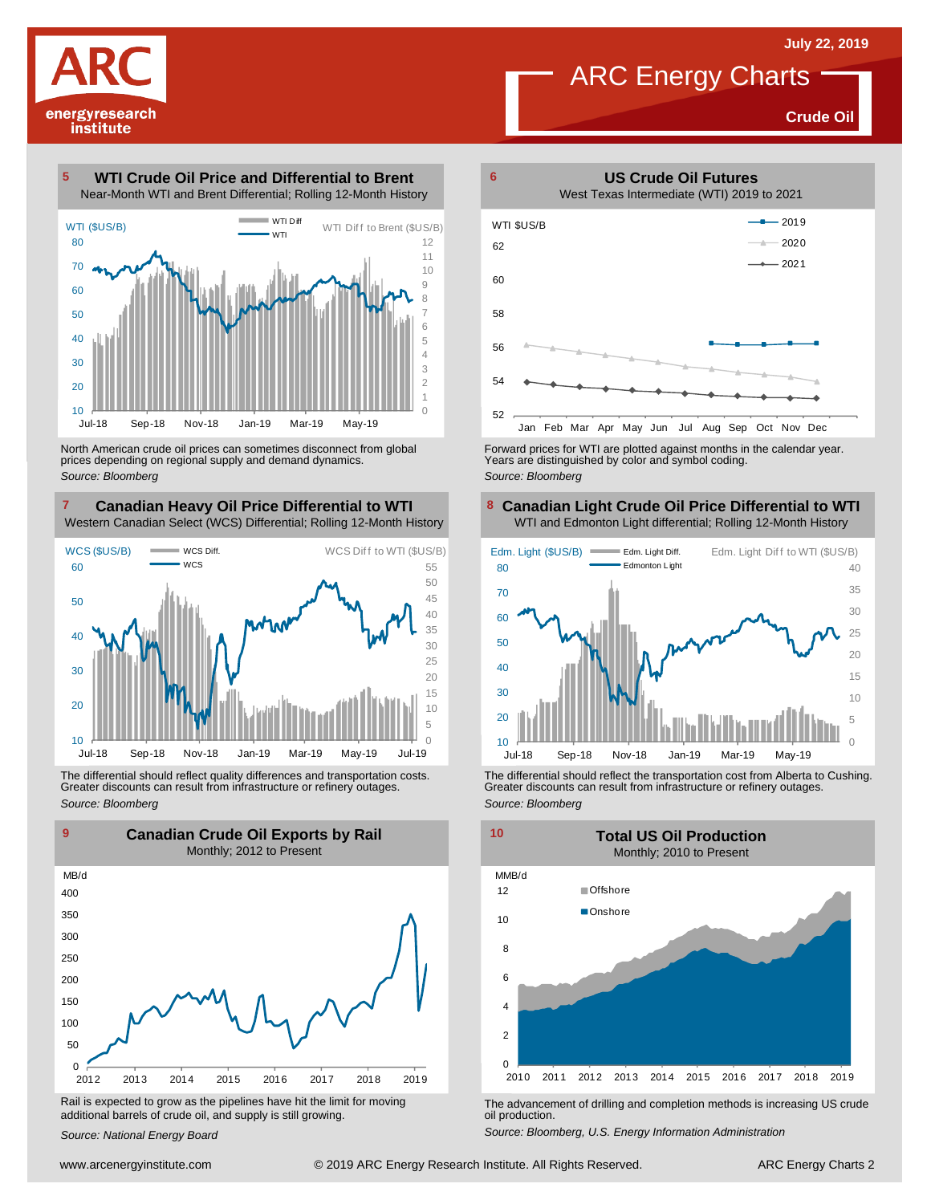# ARC Energy Charts

July 22, 2019

**Crude Oil**

## 5 WTI Crude Oil Price and Differential to Brent

Near-Month WTI and Brent Differential; Rolling 12-Month History

North American crude oil prices can sometimes disconnect from global prices depending on regional supply and demand dynamics.

*Source: Bloomberg*

## 6 US Crude Oil Futures

West Texas Intermediate (WTI) 2019 to 2021

Forward prices for WTI are plotted against months in the calendar year. Years are distinguished by color and symbol coding.

*Source: Bloomberg*

## 7 Canadian Heavy Oil Price Differential to WTI

Western Canadian Select (WCS) Differential; Rolling 12-Month History

The differential should reflect quality differences and transportation costs. Greater discounts can result from infrastructure or refinery outages.

*Source: Bloomberg*

## 8 Canadian Light Crude Oil Price Differential to WTI

WTI and Edmonton Light differential; Rolling 12-Month History

The differential should reflect the transportation cost from Alberta to Cushing. Greater discounts can result from infrastructure or refinery outages.

*Source: Bloomberg*

## 9 Canadian Crude Oil Exports by Rail

Monthly; 2012 to Present

Rail is expected to grow as the pipelines have hit the limit for moving additional barrels of crude oil, and supply is still growing.

*Source: National Energy Board*

## 10 Total US Oil Production

Monthly; 2010 to Present

The advancement of drilling and completion methods is increasing US crude oil production.

*Source: Bloomberg, U.S. Energy Information Administration*

www.arcenergyinstitute.com © 2019 ARC Energy Research Institute. All Rights Reserved.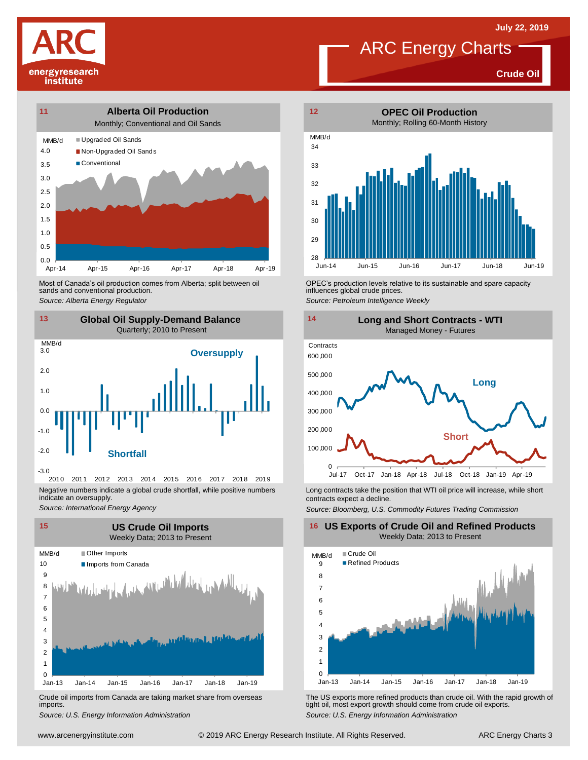# ARC Energy Charts

July 22, 2019

**Crude Oil**

## 11 Alberta Oil Production

Monthly; Conventional and Oil Sands

MMB/d

- Upgraded Oil Sands
- Non-Upgraded Oil Sands
- Conventional

Most of Canada's oil production comes from Alberta; split between oil sands and conventional production.

*Source: Alberta Energy Regulator*

## 12 OPEC Oil Production

Monthly; Rolling 60-Month History

MMB/d

OPEC's production levels relative to its sustainable and spare capacity influences global crude prices.

*Source: Petroleum Intelligence Weekly*

## 13 Global Oil Supply-Demand Balance

Quarterly; 2010 to Present

MMB/d

Oversupply

Shortfall

Negative numbers indicate a global crude shortfall, while positive numbers indicate an oversupply.

*Source: International Energy Agency*

## 14 Long and Short Contracts - WTI

Managed Money - Futures

Contracts

Long

Short

Long contracts take the position that WTI oil price will increase, while short contracts expect a decline.

*Source: Bloomberg, U.S. Commodity Futures Trading Commission*

## 15 US Crude Oil Imports

Weekly Data; 2013 to Present

MMB/d

- Other Imports
- Imports from Canada

Crude oil imports from Canada are taking market share from overseas imports.

*Source: U.S. Energy Information Administration*

## 16 US Exports of Crude Oil and Refined Products

Weekly Data; 2013 to Present

MMB/d

- Crude Oil
- Refined Products

The US exports more refined products than crude oil. With the rapid growth of tight oil, most export growth should come from crude oil exports.

*Source: U.S. Energy Information Administration*

www.arcenergyinstitute.com © 2019 ARC Energy Research Institute. All Rights Reserved.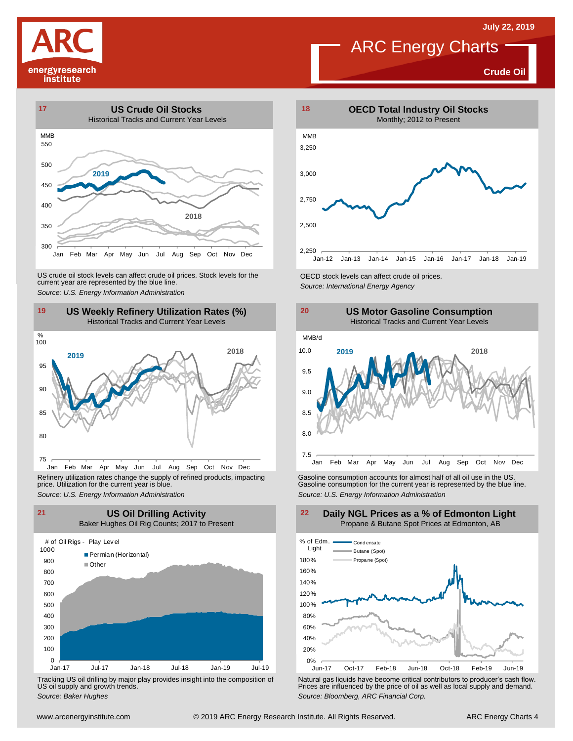# ARC Energy Charts

**Crude Oil**

July 22, 2019

## 17 US Crude Oil Stocks

Historical Tracks and Current Year Levels

US crude oil stock levels can affect crude oil prices. Stock levels for the current year are represented by the blue line.

*Source: U.S. Energy Information Administration*

## 18 OECD Total Industry Oil Stocks

Monthly; 2012 to Present

OECD stock levels can affect crude oil prices.

*Source: International Energy Agency*

## 19 US Weekly Refinery Utilization Rates (%)

Historical Tracks and Current Year Levels

Refinery utilization rates change the supply of refined products, impacting price. Utilization for the current year is blue.

*Source: U.S. Energy Information Administration*

## 20 US Motor Gasoline Consumption

Historical Tracks and Current Year Levels

Gasoline consumption accounts for almost half of all oil use in the US. Gasoline consumption for the current year is represented by the blue line.

*Source: U.S. Energy Information Administration*

## 21 US Oil Drilling Activity

Baker Hughes Oil Rig Counts; 2017 to Present

Tracking US oil drilling by major play provides insight into the composition of US oil supply and growth trends.

*Source: Baker Hughes*

## 22 Daily NGL Prices as a % of Edmonton Light

Propane & Butane Spot Prices at Edmonton, AB

Natural gas liquids have become critical contributors to producer's cash flow. Prices are influenced by the price of oil as well as local supply and demand.

*Source: Bloomberg, ARC Financial Corp.*

www.arcenergyinstitute.com © 2019 ARC Energy Research Institute. All Rights Reserved.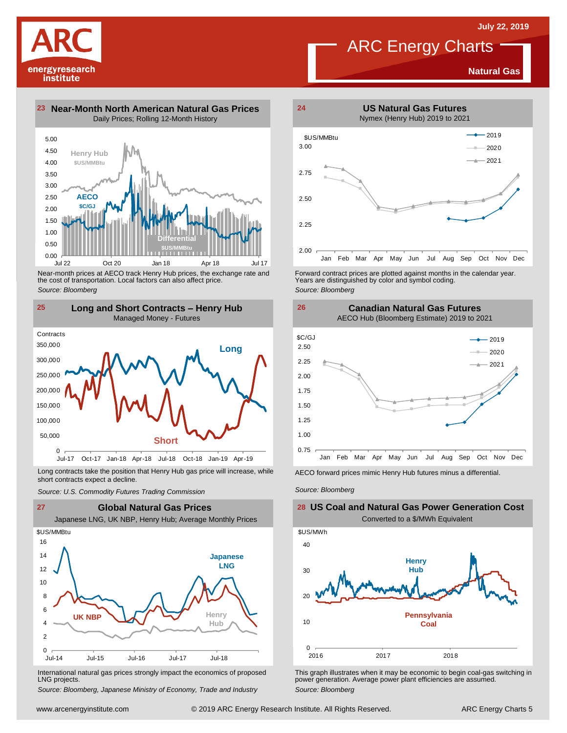# ARC Energy Charts

July 22, 2019

Natural Gas

## 23 Near-Month North American Natural Gas Prices

Daily Prices; Rolling 12-Month History

Henry Hub $US/MMBtu

AECO $C/GJ

Differential $US/MMBtu

Near-month prices at AECO track Henry Hub prices, the exchange rate and the cost of transportation. Local factors can also affect price.

*Source: Bloomberg*

## 24 US Natural Gas Futures

Nymex (Henry Hub) 2019 to 2021

$US/MMBtu

Forward contract prices are plotted against months in the calendar year. Years are distinguished by color and symbol coding.

*Source: Bloomberg*

## 25 Long and Short Contracts – Henry Hub

Managed Money - Futures

Contracts

Long

Short

Long contracts take the position that Henry Hub gas price will increase, while short contracts expect a decline.

*Source: U.S. Commodity Futures Trading Commission*

## 26 Canadian Natural Gas Futures

AECO Hub (Bloomberg Estimate) 2019 to 2021

$C/GJ

AECO forward prices mimic Henry Hub futures minus a differential.

*Source: Bloomberg*

## 27 Global Natural Gas Prices

Japanese LNG, UK NBP, Henry Hub; Average Monthly Prices

$US/MMBtu

Japanese LNG

UK NBP

Henry Hub

International natural gas prices strongly impact the economics of proposed LNG projects.

*Source: Bloomberg, Japanese Ministry of Economy, Trade and Industry*

## 28 US Coal and Natural Gas Power Generation Cost

Converted to a $/MWh Equivalent

$US/MWh

Henry Hub

Pennsylvania Coal

This graph illustrates when it may be economic to begin coal-gas switching in power generation. Average power plant efficiencies are assumed.

*Source: Bloomberg*

www.arcenergyinstitute.com © 2019 ARC Energy Research Institute. All Rights Reserved.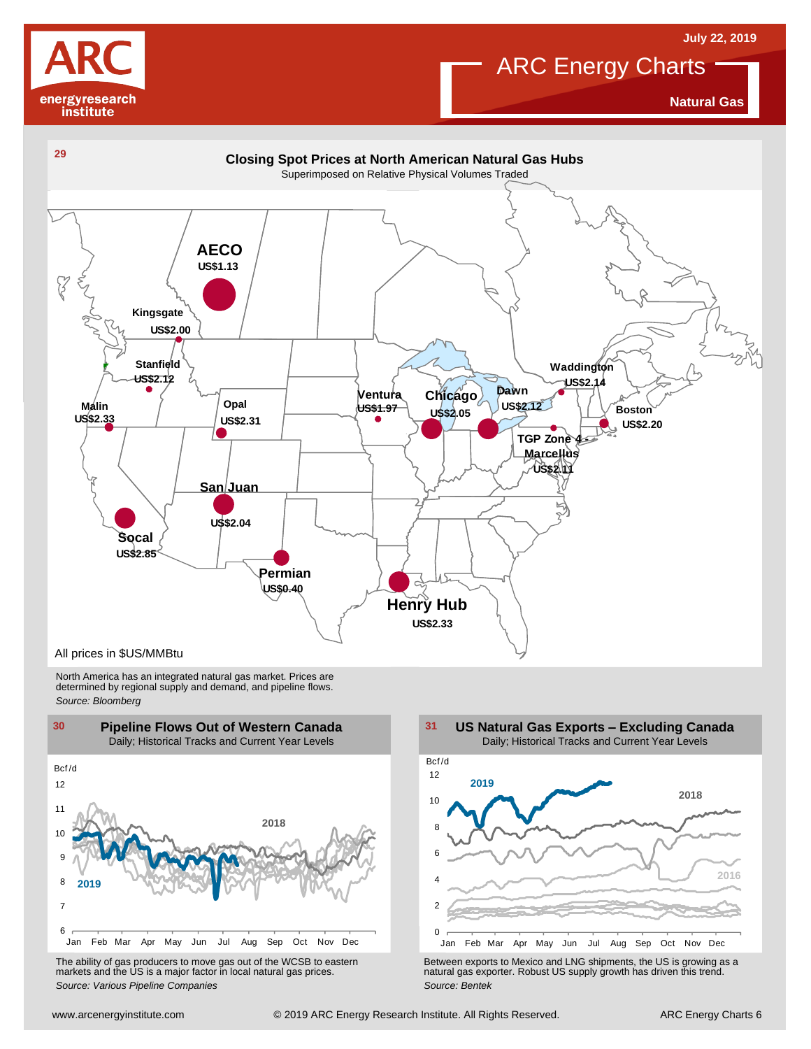## 29 Closing Spot Prices at North American Natural Gas Hubs

Superimposed on Relative Physical Volumes Traded

| Hub | Price |
|---|---|
| AECO | US$1.13 |
| Kingsgate | US$2.00 |
| Stanfield | US$2.12 |
| Malin | US$2.33 |
| Opal | US$2.31 |
| San Juan | US$2.04 |
| Socal | US$2.85 |
| Permian | US$0.40 |
| Henry Hub | US$2.33 |
| Ventura | US$1.97 |
| Chicago | US$2.05 |
| Dawn | US$2.12 |
| Waddington | US$2.14 |
| Boston | US$2.20 |
| TGP Zone 4 Marcellus | US$2.11 |

All prices in $US/MMBtu

North America has an integrated natural gas market. Prices are determined by regional supply and demand, and pipeline flows.

*Source: Bloomberg*

## 30 Pipeline Flows Out of Western Canada

Daily; Historical Tracks and Current Year Levels

The ability of gas producers to move gas out of the WCSB to eastern markets and the US is a major factor in local natural gas prices.

*Source: Various Pipeline Companies*

## 31 US Natural Gas Exports – Excluding Canada

Daily; Historical Tracks and Current Year Levels

Between exports to Mexico and LNG shipments, the US is growing as a natural gas exporter. Robust US supply growth has driven this trend.

*Source: Bentek*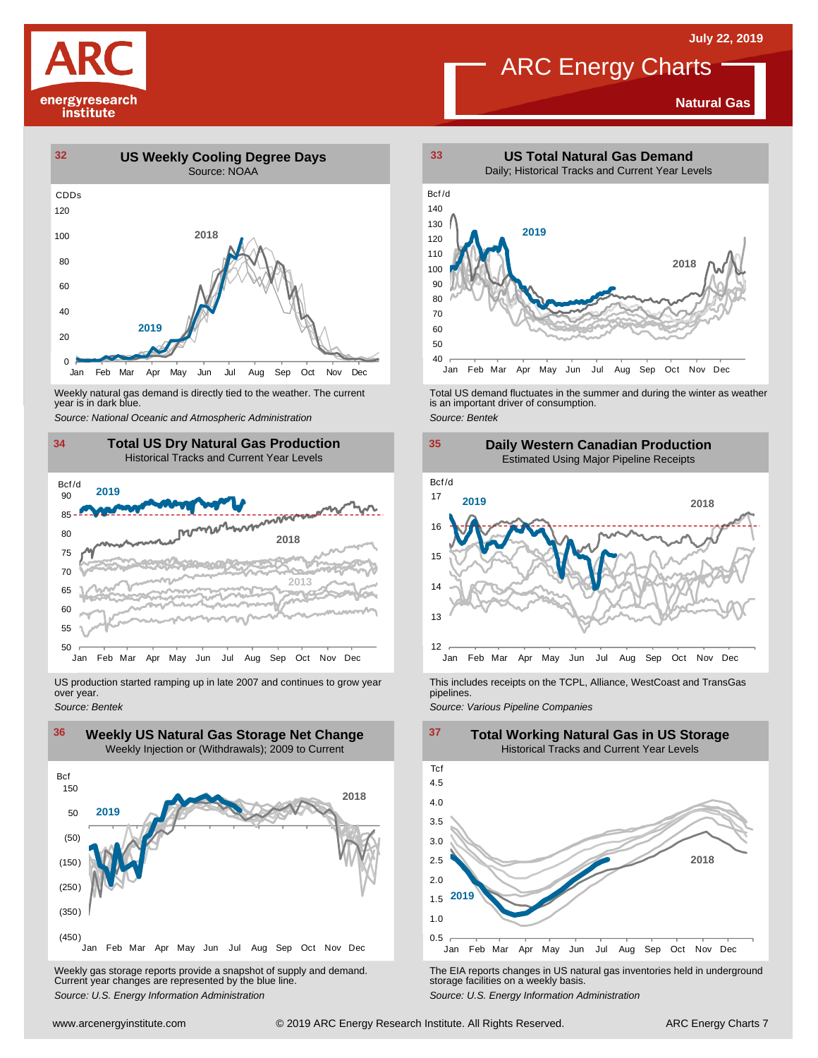July 22, 2019

# ARC Energy Charts

**Natural Gas**

## 32 US Weekly Cooling Degree Days

Source: NOAA

Weekly natural gas demand is directly tied to the weather. The current year is in dark blue.

*Source: National Oceanic and Atmospheric Administration*

## 33 US Total Natural Gas Demand

Daily; Historical Tracks and Current Year Levels

Total US demand fluctuates in the summer and during the winter as weather is an important driver of consumption.

*Source: Bentek*

## 34 Total US Dry Natural Gas Production

Historical Tracks and Current Year Levels

US production started ramping up in late 2007 and continues to grow year over year.

*Source: Bentek*

## 35 Daily Western Canadian Production

Estimated Using Major Pipeline Receipts

This includes receipts on the TCPL, Alliance, WestCoast and TransGas pipelines.

*Source: Various Pipeline Companies*

## 36 Weekly US Natural Gas Storage Net Change

Weekly Injection or (Withdrawals); 2009 to Current

Weekly gas storage reports provide a snapshot of supply and demand. Current year changes are represented by the blue line.

*Source: U.S. Energy Information Administration*

## 37 Total Working Natural Gas in US Storage

Historical Tracks and Current Year Levels

The EIA reports changes in US natural gas inventories held in underground storage facilities on a weekly basis.

*Source: U.S. Energy Information Administration*

www.arcenergyinstitute.com © 2019 ARC Energy Research Institute. All Rights Reserved.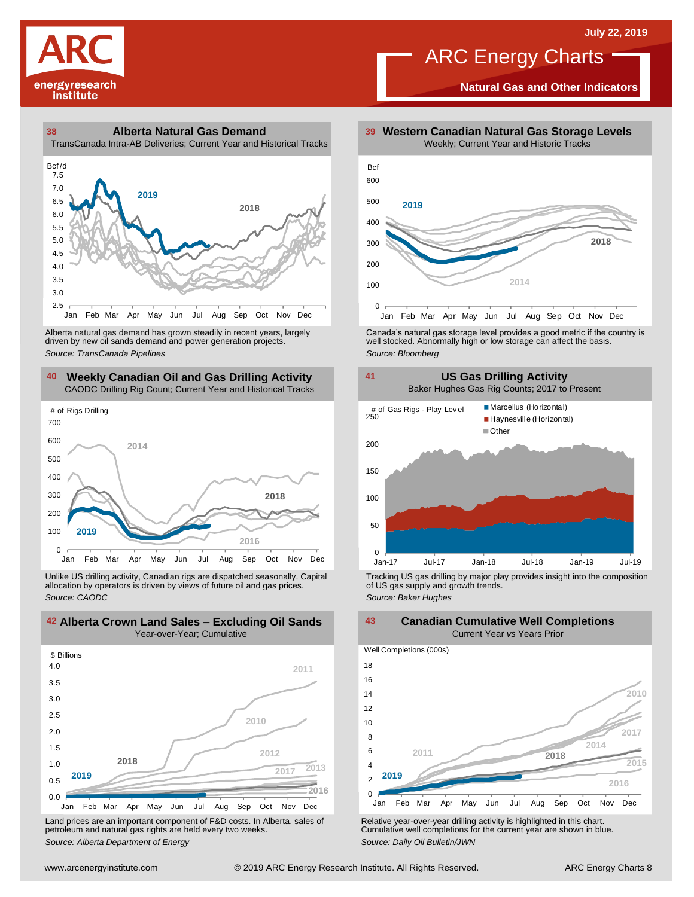# ARC Energy Charts

July 22, 2019

**Natural Gas and Other Indicators**

## 38 Alberta Natural Gas Demand

TransCanada Intra-AB Deliveries; Current Year and Historical Tracks

Alberta natural gas demand has grown steadily in recent years, largely driven by new oil sands demand and power generation projects.

*Source: TransCanada Pipelines*

## 39 Western Canadian Natural Gas Storage Levels

Weekly; Current Year and Historic Tracks

Canada's natural gas storage level provides a good metric if the country is well stocked. Abnormally high or low storage can affect the basis.

*Source: Bloomberg*

## 40 Weekly Canadian Oil and Gas Drilling Activity

CAODC Drilling Rig Count; Current Year and Historical Tracks

Unlike US drilling activity, Canadian rigs are dispatched seasonally. Capital allocation by operators is driven by views of future oil and gas prices.

*Source: CAODC*

## 41 US Gas Drilling Activity

Baker Hughes Gas Rig Counts; 2017 to Present

Tracking US gas drilling by major play provides insight into the composition of US gas supply and growth trends.

*Source: Baker Hughes*

## 42 Alberta Crown Land Sales – Excluding Oil Sands

Year-over-Year; Cumulative

Land prices are an important component of F&D costs. In Alberta, sales of petroleum and natural gas rights are held every two weeks.

*Source: Alberta Department of Energy*

## 43 Canadian Cumulative Well Completions

Current Year *vs* Years Prior

Relative year-over-year drilling activity is highlighted in this chart. Cumulative well completions for the current year are shown in blue.

*Source: Daily Oil Bulletin/JWN*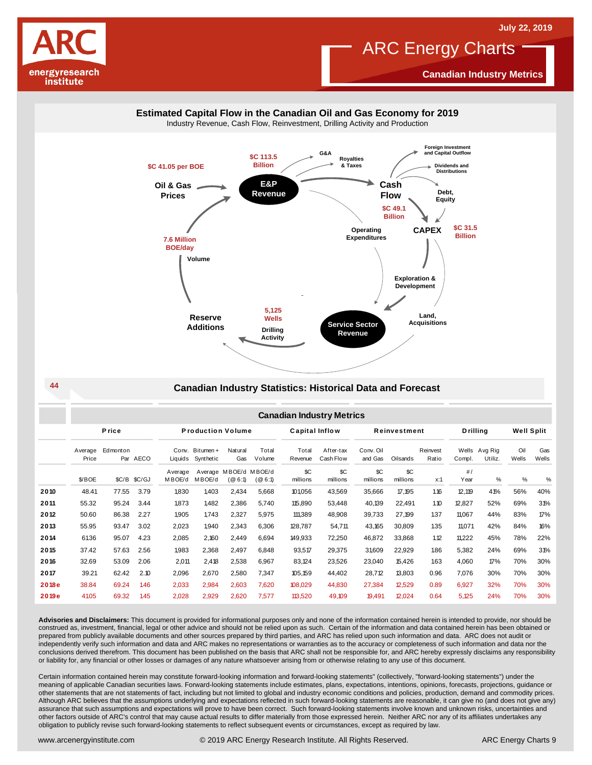# ARC Energy Charts

**Canadian Industry Metrics**

July 22, 2019

## Estimated Capital Flow in the Canadian Oil and Gas Economy for 2019

Industry Revenue, Cash Flow, Reinvestment, Drilling Activity and Production

$C 41.05 per BOE
Oil & Gas Prices
$C 113.5 Billion
E&P Revenue
G&A
Royalties & Taxes
Foreign Investment and Capital Outflow
Dividends and Distributions
Cash Flow
Debt, Equity
$C 49.1 Billion
CAPEX
$C 31.5 Billion
Operating Expenditures
Exploration & Development
Land, Acquisitions
Service Sector Revenue
5,125 Wells
Drilling Activity
Reserve Additions
Volume
7.6 Million BOE/day

## Canadian Industry Statistics: Historical Data and Forecast

| | Canadian Industry Metrics | | | | | | | | | | | | | | | | |
|---|---|---|---|---|---|---|---|---|---|---|---|---|---|---|---|---|---|
| | **Price** | | | **Production Volume** | | | | **Capital Inflow** | | **Reinvestment** | | | **Drilling** | | **Well Split** | |
| | Average Price | Edmonton Par | AECO | Conv. Liquids | Bitumen + Synthetic | Natural Gas | Total Volume | Total Revenue | After-tax Cash Flow | Conv. Oil and Gas | Oilsands | Reinvest Ratio | Wells Compl. | Avg Rig Utiliz. | Oil Wells | Gas Wells |
| | $/BOE | $C/B | $C/GJ | Average MBOE/d | Average MBOE/d | MBOE/d (@ 6:1) | MBOE/d (@ 6:1) | $C millions | $C millions | $C millions | $C millions | x:1 | # / Year | % | % | % |
| **2010** | 48.41 | 77.55 | 3.79 | 1,830 | 1,403 | 2,434 | 5,668 | 101,056 | 43,569 | 35,666 | 17,195 | 1.16 | 12,119 | 41% | 56% | 40% |
| **2011** | 55.32 | 95.24 | 3.44 | 1,873 | 1,482 | 2,386 | 5,740 | 115,890 | 53,448 | 40,139 | 22,491 | 1.10 | 12,827 | 52% | 69% | 31% |
| **2012** | 50.60 | 86.38 | 2.27 | 1,905 | 1,743 | 2,327 | 5,975 | 111,389 | 48,908 | 39,733 | 27,199 | 1.37 | 11,067 | 44% | 83% | 17% |
| **2013** | 55.95 | 93.47 | 3.02 | 2,023 | 1,940 | 2,343 | 6,306 | 128,787 | 54,711 | 43,165 | 30,809 | 1.35 | 11,071 | 42% | 84% | 16% |
| **2014** | 61.36 | 95.07 | 4.23 | 2,085 | 2,160 | 2,449 | 6,694 | 149,933 | 72,250 | 46,872 | 33,868 | 1.12 | 11,222 | 45% | 78% | 22% |
| **2015** | 37.42 | 57.63 | 2.56 | 1,983 | 2,368 | 2,497 | 6,848 | 93,517 | 29,375 | 31,609 | 22,929 | 1.86 | 5,382 | 24% | 69% | 31% |
| **2016** | 32.69 | 53.09 | 2.06 | 2,011 | 2,418 | 2,538 | 6,967 | 83,124 | 23,526 | 23,040 | 15,426 | 1.63 | 4,060 | 17% | 70% | 30% |
| **2017** | 39.21 | 62.42 | 2.10 | 2,096 | 2,670 | 2,580 | 7,347 | 105,159 | 44,402 | 28,712 | 13,803 | 0.96 | 7,076 | 30% | 70% | 30% |
| **2018e** | 38.84 | 69.24 | 1.46 | 2,033 | 2,984 | 2,603 | 7,620 | 108,029 | 44,830 | 27,384 | 12,529 | 0.89 | 6,927 | 32% | 70% | 30% |
| **2019e** | 41.05 | 69.32 | 1.45 | 2,028 | 2,929 | 2,620 | 7,577 | 113,520 | 49,109 | 19,491 | 12,024 | 0.64 | 5,125 | 24% | 70% | 30% |

**Advisories and Disclaimers:** This document is provided for informational purposes only and none of the information contained herein is intended to provide, nor should be construed as, investment, financial, legal or other advice and should not be relied upon as such. Certain of the information and data contained herein has been obtained or prepared from publicly available documents and other sources prepared by third parties, and ARC has relied upon such information and data. ARC does not audit or independently verify such information and data and ARC makes no representations or warranties as to the accuracy or completeness of such information and data nor the conclusions derived therefrom. This document has been published on the basis that ARC shall not be responsible for, and ARC hereby expressly disclaims any responsibility or liability for, any financial or other losses or damages of any nature whatsoever arising from or otherwise relating to any use of this document.

Certain information contained herein may constitute forward-looking information and forward-looking statements" (collectively, "forward-looking statements") under the meaning of applicable Canadian securities laws. Forward-looking statements include estimates, plans, expectations, intentions, opinions, forecasts, projections, guidance or other statements that are not statements of fact, including but not limited to global and industry economic conditions and policies, production, demand and commodity prices. Although ARC believes that the assumptions underlying and expectations reflected in such forward-looking statements are reasonable, it can give no (and does not give any) assurance that such assumptions and expectations will prove to have been correct. Such forward-looking statements involve known and unknown risks, uncertainties and other factors outside of ARC's control that may cause actual results to differ materially from those expressed herein. Neither ARC nor any of its affiliates undertakes any obligation to publicly revise such forward-looking statements to reflect subsequent events or circumstances, except as required by law.

www.arcenergyinstitute.com © 2019 ARC Energy Research Institute. All Rights Reserved.